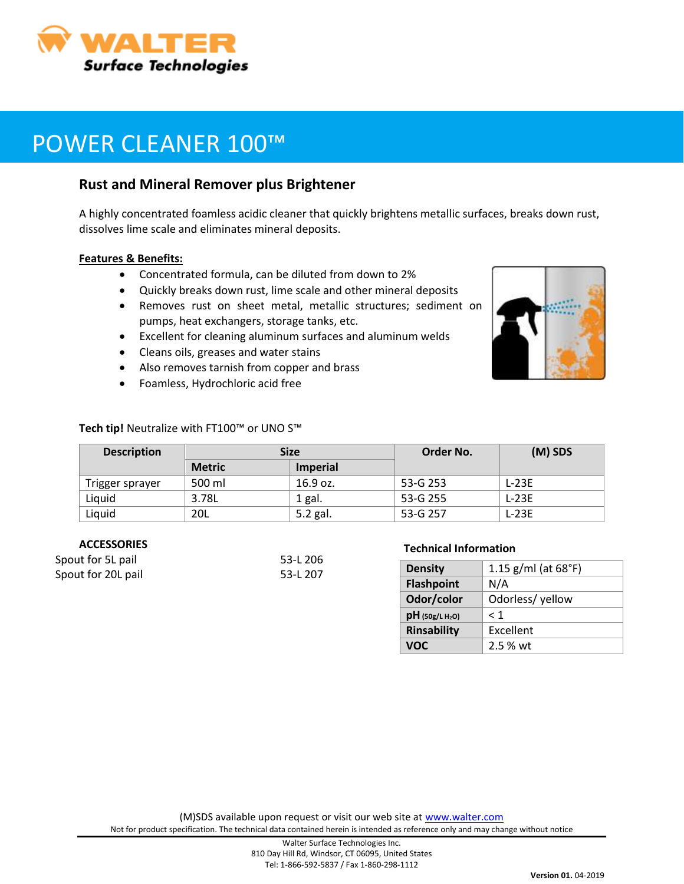# POWER CLEANER 100™

## Rust and Mineral Remover plus Brightener

A highly concentrated foamless acidic cleaner that quickly brightens metallic surfaces, breaks down rust, dissolves lime scale and eliminates mineral deposits.

**Features & Benefits:**

- Concentrated formula, can be diluted from down to 2%
- Quickly breaks down rust, lime scale and other mineral deposits
- Removes rust on sheet metal, metallic structures; sediment on pumps, heat exchangers, storage tanks, etc.
- Excellent for cleaning aluminum surfaces and aluminum welds
- Cleans oils, greases and water stains
- Also removes tarnish from copper and brass
- Foamless, Hydrochloric acid free

**Tech tip!** Neutralize with FT100™ or UNO S™

| Description | Size | | Order No. | (M) SDS |
|---|---|---|---|---|
| | Metric | Imperial | | |
| Trigger sprayer | 500 ml | 16.9 oz. | 53-G 253 | L-23E |
| Liquid | 3.78L | 1 gal. | 53-G 255 | L-23E |
| Liquid | 20L | 5.2 gal. | 53-G 257 | L-23E |

**ACCESSORIES**

| | |
|---|---|
| Spout for 5L pail | 53-L 206 |
| Spout for 20L pail | 53-L 207 |

**Technical Information**

| | |
|---|---|
| **Density** | 1.15 g/ml (at 68°F) |
| **Flashpoint** | N/A |
| **Odor/color** | Odorless/ yellow |
| **pH** (50g/L $H_2O$) | < 1 |
| **Rinsability** | Excellent |
| **VOC** | 2.5 % wt |

(M)SDS available upon request or visit our web site at www.walter.com

Not for product specification. The technical data contained herein is intended as reference only and may change without notice

Walter Surface Technologies Inc.
810 Day Hill Rd, Windsor, CT 06095, United States
Tel: 1-866-592-5837 / Fax 1-860-298-1112

**Version 01.** 04-2019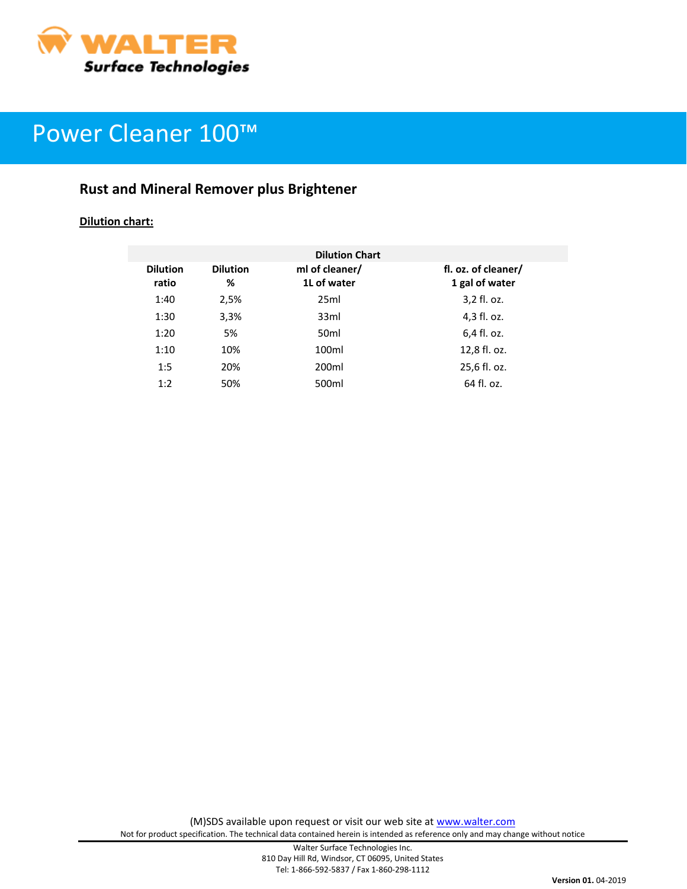WALTER
Surface Technologies

# Power Cleaner 100™

## Rust and Mineral Remover plus Brightener

**Dilution chart:**

| Dilution Chart | | | |
|---|---|---|---|
| **Dilution ratio** | **Dilution %** | **ml of cleaner/ 1L of water** | **fl. oz. of cleaner/ 1 gal of water** |
| 1:40 | 2,5% | 25ml | 3,2 fl. oz. |
| 1:30 | 3,3% | 33ml | 4,3 fl. oz. |
| 1:20 | 5% | 50ml | 6,4 fl. oz. |
| 1:10 | 10% | 100ml | 12,8 fl. oz. |
| 1:5 | 20% | 200ml | 25,6 fl. oz. |
| 1:2 | 50% | 500ml | 64 fl. oz. |

(M)SDS available upon request or visit our web site at www.walter.com

Not for product specification. The technical data contained herein is intended as reference only and may change without notice

Walter Surface Technologies Inc.
810 Day Hill Rd, Windsor, CT 06095, United States
Tel: 1-866-592-5837 / Fax 1-860-298-1112

**Version 01.** 04-2019